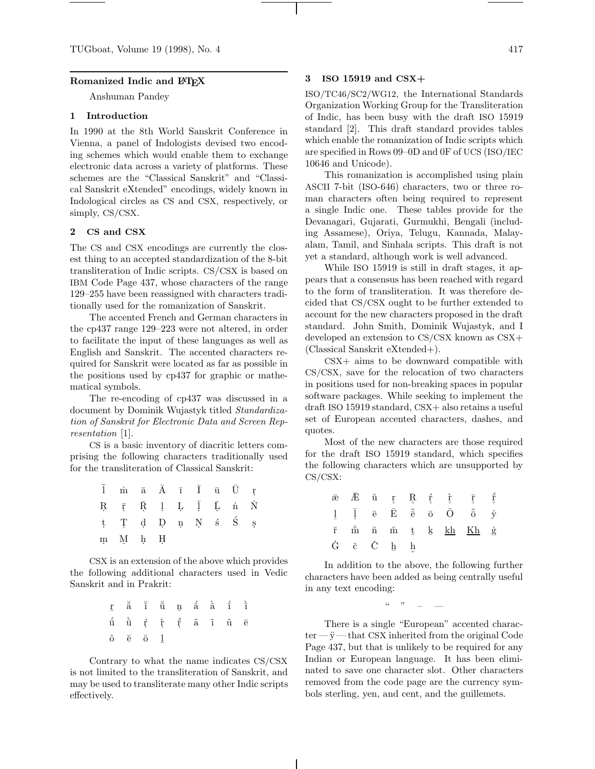## Romanized Indic and LaTeX

Anshuman Pandey

### 1 Introduction

In 1990 at the 8th World Sanskrit Conference in Vienna, a panel of Indologists devised two encoding schemes which would enable them to exchange electronic data across a variety of platforms. These schemes are the "Classical Sanskrit" and "Classical Sanskrit eXtended" encodings, widely known in Indological circles as CS and CSX, respectively, or simply, CS/CSX.

### 2 CS and CSX

The CS and CSX encodings are currently the closest thing to an accepted standardization of the 8-bit transliteration of Indic scripts. CS/CSX is based on IBM Code Page 437, whose characters of the range 129–255 have been reassigned with characters traditionally used for the romanization of Sanskrit.

The accented French and German characters in the cp437 range 129–223 were not altered, in order to facilitate the input of these languages as well as English and Sanskrit. The accented characters required for Sanskrit were located as far as possible in the positions used by cp437 for graphic or mathematical symbols.

The re-encoding of cp437 was discussed in a document by Dominik Wujastyk titled *Standardization of Sanskrit for Electronic Data and Screen Representation* [1].

CS is a basic inventory of diacritic letters comprising the following characters traditionally used for the transliteration of Classical Sanskrit:

l̃ ṁ ā Ā ī Ī ū Ū ṛ
Ṛ ṝ Ṝ ḷ Ḷ ḹ Ḹ ṅ Ṅ
ṭ Ṭ ḍ Ḍ ṇ Ṇ ś Ś ṣ
ṃ Ṃ ḥ Ḥ

CSX is an extension of the above which provides the following additional characters used in Vedic Sanskrit and in Prakrit:

ṟ ă ĭ ŭ ṉ á à í ì
ú ù ṛ́ ṛ̀ ṝ́ ã ĩ ũ ē
õ ĕ ŏ ḻ

Contrary to what the name indicates CS/CSX is not limited to the transliteration of Sanskrit, and may be used to transliterate many other Indic scripts effectively.

### 3 ISO 15919 and CSX+

ISO/TC46/SC2/WG12, the International Standards Organization Working Group for the Transliteration of Indic, has been busy with the draft ISO 15919 standard [2]. This draft standard provides tables which enable the romanization of Indic scripts which are specified in Rows 09–0D and 0F of UCS (ISO/IEC 10646 and Unicode).

This romanization is accomplished using plain ASCII 7-bit (ISO-646) characters, two or three roman characters often being required to represent a single Indic one. These tables provide for the Devanagari, Gujarati, Gurmukhi, Bengali (including Assamese), Oriya, Telugu, Kannada, Malayalam, Tamil, and Sinhala scripts. This draft is not yet a standard, although work is well advanced.

While ISO 15919 is still in draft stages, it appears that a consensus has been reached with regard to the form of transliteration. It was therefore decided that CS/CSX ought to be further extended to account for the new characters proposed in the draft standard. John Smith, Dominik Wujastyk, and I developed an extension to CS/CSX known as CSX+ (Classical Sanskrit eXtended+).

CSX+ aims to be downward compatible with CS/CSX, save for the relocation of two characters in positions used for non-breaking spaces in popular software packages. While seeking to implement the draft ISO 15919 standard, CSX+ also retains a useful set of European accented characters, dashes, and quotes.

Most of the new characters are those required for the draft ISO 15919 standard, which specifies the following characters which are unsupported by CS/CSX:

æ Æ ŭ r̥ R̥ ŕ̥ r̥̀ r̥̄ r̥̄́
l̥ l̥̄ ē Ē ẽ̄ ō Ō ȭ ẏ
ř m̐ ň m̆ ṯ k̲ kh̲ Kh̲ ġ
Ġ č Č h̲ ḫ

In addition to the above, the following further characters have been added as being centrally useful in any text encoding:

“ ” – —

There is a single "European" accented character — ÿ — that CSX inherited from the original Code Page 437, but that is unlikely to be required for any Indian or European language. It has been eliminated to save one character slot. Other characters removed from the code page are the currency symbols sterling, yen, and cent, and the guillemets.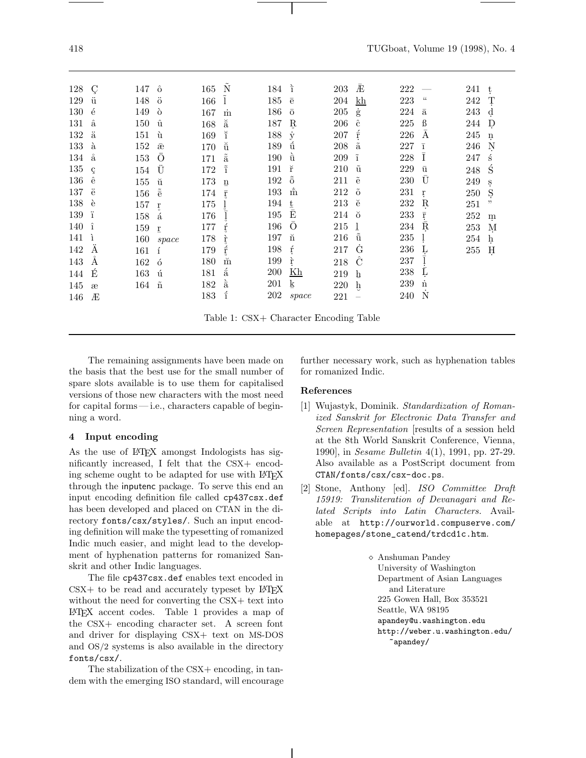| | | | | | | | | | | | | | |
|---|---|---|---|---|---|---|---|---|---|---|---|---|---|
| 128 | Ç | 147 | ô | 165 | Ñ̃ | 184 | ī̀ | 203 | Ǣ | 222 | — | 241 | ṭ |
| 129 | ü | 148 | ö | 166 | l̃ | 185 | ē | 204 | k̲h̲ | 223 | “ | 242 | Ṭ |
| 130 | é | 149 | ò | 167 | ṁ | 186 | ō | 205 | ġ | 224 | ā | 243 | ḍ |
| 131 | â | 150 | û | 168 | ẵ | 187 | Ṛ | 206 | ĉ | 225 | ß | 244 | Ḍ |
| 132 | ä | 151 | ù | 169 | ĭ̃ | 188 | ẏ | 207 | ṝ́ | 226 | Ā | 245 | ṇ |
| 133 | à | 152 | æ | 170 | ŭ̃ | 189 | ū́ | 208 | ã | 227 | ī | 246 | Ṇ |
| 134 | å | 153 | Ö | 171 | ã̄ | 190 | ū̀ | 209 | ĩ | 228 | Ī | 247 | ś |
| 135 | ç | 154 | Ü | 172 | ī̃ | 191 | ř | 210 | ũ | 229 | ū | 248 | Ś |
| 136 | ê | 155 | ŭ | 173 | ṉ | 192 | ȭ | 211 | ẽ | 230 | Ū | 249 | ṣ |
| 137 | ë | 156 | ẽ̄ | 174 | r̥̄ | 193 | m̐ | 212 | õ | 231 | ṛ | 250 | Ṣ |
| 138 | è | 157 | r̥ | 175 | l̥ | 194 | ṯ | 213 | ĕ | 232 | Ṛ | 251 | ” |
| 139 | ï | 158 | á | 176 | l̥̄ | 195 | Ē | 214 | ŏ | 233 | ṝ | 252 | ṃ |
| 140 | î | 159 | ṟ | 177 | ŕ̥ | 196 | Ō | 215 | ḻ | 234 | Ṝ | 253 | Ṃ |
| 141 | ì | 160 | *space* | 178 | r̥̀ | 197 | ň | 216 | ū̃ | 235 | ḷ | 254 | ḥ |
| 142 | Ä | 161 | í | 179 | ŕ̥̄ | 198 | ŕ | 217 | Ġ | 236 | Ḷ | 255 | Ḥ |
| 143 | Å | 162 | ó | 180 | m̐ | 199 | ṛ̀ | 218 | Ĉ | 237 | ḹ | | |
| 144 | É | 163 | ú | 181 | ā́ | 200 | K̲h̲ | 219 | ḫ | 238 | Ḹ | | |
| 145 | æ | 164 | ñ | 182 | ā̀ | 201 | ḵ | 220 | ḫ | 239 | ṅ | | |
| 146 | Æ | | | 183 | ī́ | 202 | *space* | 221 | – | 240 | Ṅ | | |

Table 1: CSX+ Character Encoding Table

The remaining assignments have been made on the basis that the best use for the small number of spare slots available is to use them for capitalised versions of those new characters with the most need for capital forms — i.e., characters capable of beginning a word.

## 4 Input encoding

As the use of LaTeX amongst Indologists has significantly increased, I felt that the CSX+ encoding scheme ought to be adapted for use with LaTeX through the inputenc package. To serve this end an input encoding definition file called `cp437csx.def` has been developed and placed on CTAN in the directory `fonts/csx/styles/`. Such an input encoding definition will make the typesetting of romanized Indic much easier, and might lead to the development of hyphenation patterns for romanized Sanskrit and other Indic languages.

The file `cp437csx.def` enables text encoded in CSX+ to be read and accurately typeset by LaTeX without the need for converting the CSX+ text into LaTeX accent codes. Table 1 provides a map of the CSX+ encoding character set. A screen font and driver for displaying CSX+ text on MS-DOS and OS/2 systems is also available in the directory `fonts/csx/`.

The stabilization of the CSX+ encoding, in tandem with the emerging ISO standard, will encourage further necessary work, such as hyphenation tables for romanized Indic.

### References

[1] Wujastyk, Dominik. *Standardization of Romanized Sanskrit for Electronic Data Transfer and Screen Representation* [results of a session held at the 8th World Sanskrit Conference, Vienna, 1990], in *Sesame Bulletin* 4(1), 1991, pp. 27-29. Also available as a PostScript document from `CTAN/fonts/csx/csx-doc.ps`.

[2] Stone, Anthony [ed]. *ISO Committee Draft 15919: Transliteration of Devanagari and Related Scripts into Latin Characters.* Available at `http://ourworld.compuserve.com/homepages/stone_catend/trdcd1c.htm`.

◇ Anshuman Pandey
University of Washington
Department of Asian Languages and Literature
225 Gowen Hall, Box 353521
Seattle, WA 98195
`apandey@u.washington.edu`
`http://weber.u.washington.edu/~apandey/`